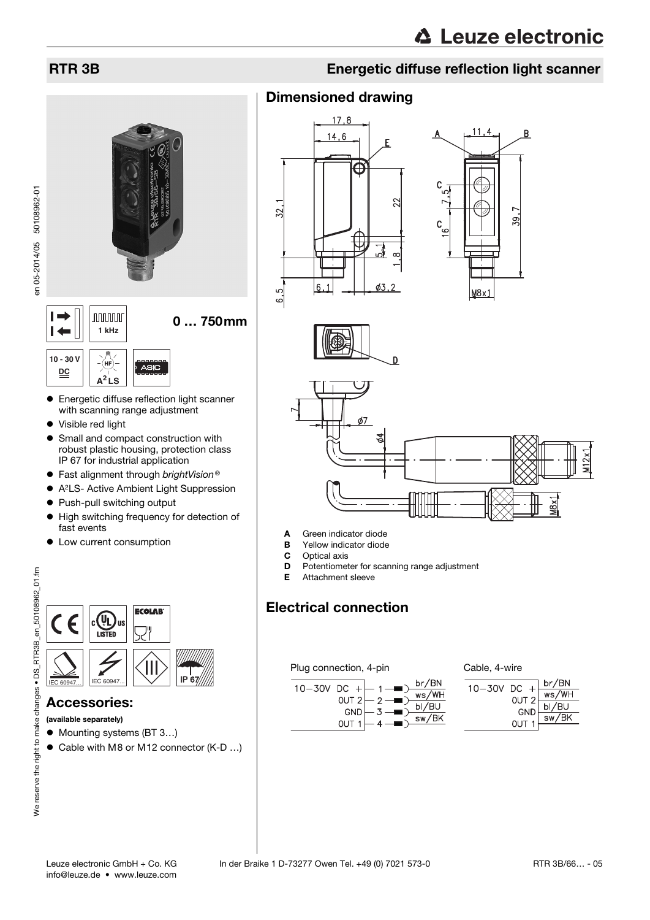# RTR 3B

## Energetic diffuse reflection light scanner

1 kHz

**0 … 750 mm**

10 - 30 V DC

A²LS

ASIC

- Energetic diffuse reflection light scanner with scanning range adjustment
- Visible red light
- Small and compact construction with robust plastic housing, protection class IP 67 for industrial application
- Fast alignment through *brightVision®*
- A²LS- Active Ambient Light Suppression
- Push-pull switching output
- High switching frequency for detection of fast events
- Low current consumption

IEC 60947... IEC 60947... IP 67

## Accessories:

**(available separately)**

- Mounting systems (BT 3…)
- Cable with M8 or M12 connector (K-D …)

## Dimensioned drawing

- **A** Green indicator diode
- **B** Yellow indicator diode
- **C** Optical axis
- **D** Potentiometer for scanning range adjustment
- **E** Attachment sleeve

## Electrical connection

Plug connection, 4-pin

| Signal | Pin | Wire |
|---|---|---|
| 10–30V DC + | 1 | br/BN |
| OUT 2 | 2 | ws/WH |
| GND | 3 | bl/BU |
| OUT 1 | 4 | sw/BK |

Cable, 4-wire

| Signal | Wire |
|---|---|
| 10–30V DC + | br/BN |
| OUT 2 | ws/WH |
| GND | bl/BU |
| OUT 1 | sw/BK |

Leuze electronic GmbH + Co. KG In der Braike 1 D-73277 Owen Tel. +49 (0) 7021 573-0
info@leuze.de • www.leuze.com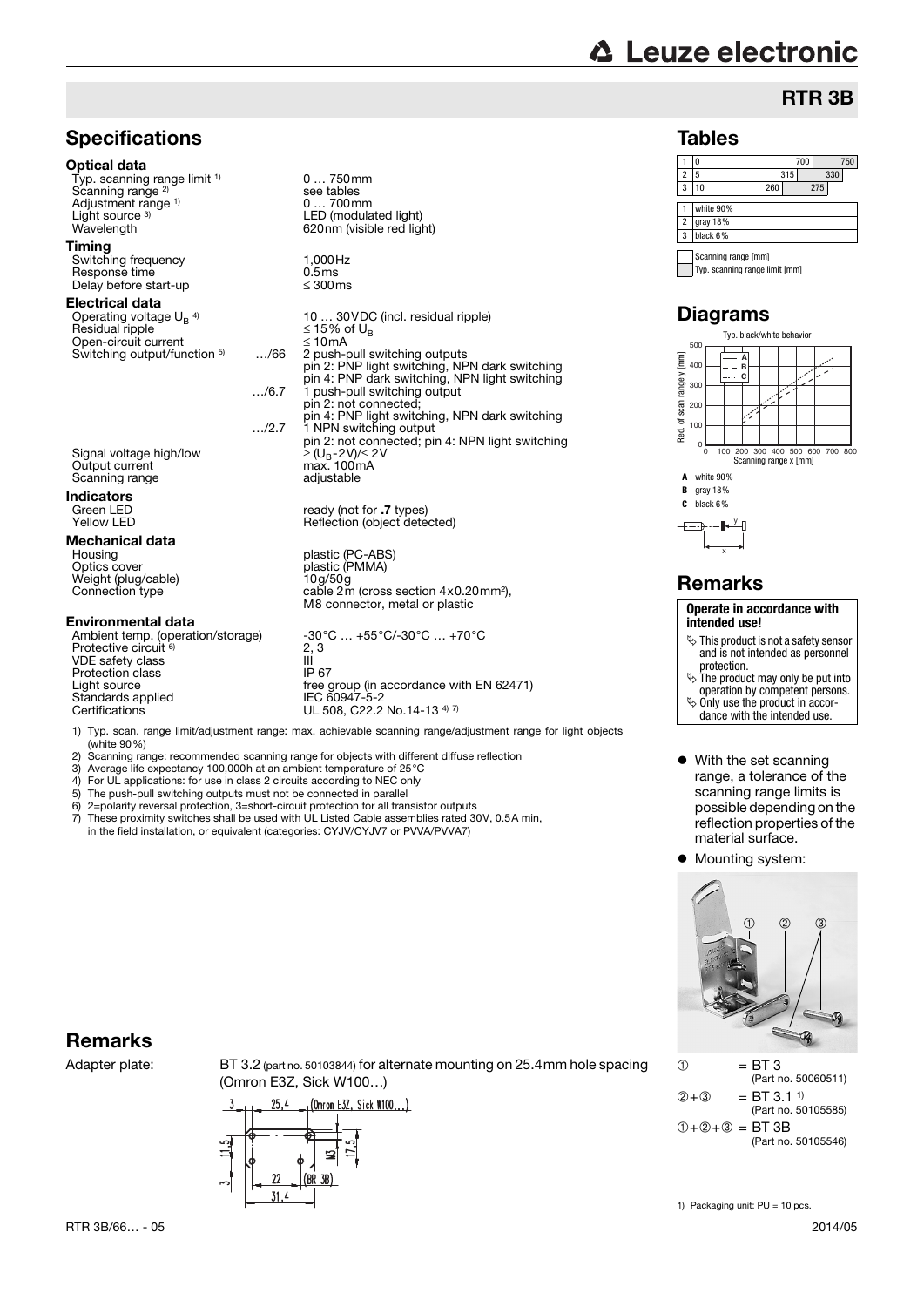# RTR 3B

## Specifications

### Optical data

| | |
|---|---|
| Typ. scanning range limit [1] | 0 … 750mm |
| Scanning range [2] | see tables |
| Adjustment range [1] | 0 … 700mm |
| Light source [3] | LED (modulated light) |
| Wavelength | 620nm (visible red light) |

### Timing

| | |
|---|---|
| Switching frequency | 1,000Hz |
| Response time | 0.5ms |
| Delay before start-up | ≤ 300ms |

### Electrical data

| | | |
|---|---|---|
| Operating voltage $U_B$ [4] | | 10 … 30VDC (incl. residual ripple) |
| Residual ripple | | ≤ 15% of $U_B$ |
| Open-circuit current | | ≤ 10mA |
| Switching output/function [5] | …/66 | 2 push-pull switching outputs<br>pin 2: PNP light switching, NPN dark switching<br>pin 4: PNP dark switching, NPN light switching |
| | …/6.7 | 1 push-pull switching output<br>pin 2: not connected;<br>pin 4: PNP light switching, NPN dark switching |
| | …/2.7 | 1 NPN switching output<br>pin 2: not connected; pin 4: NPN light switching |
| Signal voltage high/low | | ≥ ($U_B$-2V)/≤ 2V |
| Output current | | max. 100mA |
| Scanning range | | adjustable |

### Indicators

| | |
|---|---|
| Green LED | ready (not for **.7** types) |
| Yellow LED | Reflection (object detected) |

### Mechanical data

| | |
|---|---|
| Housing | plastic (PC-ABS) |
| Optics cover | plastic (PMMA) |
| Weight (plug/cable) | 10g/50g |
| Connection type | cable 2m (cross section 4x0.20mm²),<br>M8 connector, metal or plastic |

### Environmental data

| | |
|---|---|
| Ambient temp. (operation/storage) | -30°C … +55°C/-30°C … +70°C |
| Protective circuit [6] | 2, 3 |
| VDE safety class | III |
| Protection class | IP 67 |
| Light source | free group (in accordance with EN 62471) |
| Standards applied | IEC 60947-5-2 |
| Certifications | UL 508, C22.2 No.14-13 [4) 7)] |

1) Typ. scan. range limit/adjustment range: max. achievable scanning range/adjustment range for light objects (white 90%)
2) Scanning range: recommended scanning range for objects with different diffuse reflection
3) Average life expectancy 100,000h at an ambient temperature of 25°C
4) For UL applications: for use in class 2 circuits according to NEC only
5) The push-pull switching outputs must not be connected in parallel
6) 2=polarity reversal protection, 3=short-circuit protection for all transistor outputs
7) These proximity switches shall be used with UL Listed Cable assemblies rated 30V, 0.5A min, in the field installation, or equivalent (categories: CYJV/CYJV7 or PVVA/PVVA7)

## Remarks

Adapter plate: BT 3.2 (part no. 50103844) for alternate mounting on 25.4mm hole spacing (Omron E3Z, Sick W100…)

## Tables

| | Scanning range [mm] | Typ. scanning range limit [mm] |
|---|---|---|
| 1 | 0 … 700 | 750 |
| 2 | 5 … 315 | 330 |
| 3 | 10 … 260 | 275 |

| | |
|---|---|
| 1 | white 90% |
| 2 | gray 18% |
| 3 | black 6% |

## Diagrams

Typ. black/white behavior

Red. of scan range y [mm]; Scanning range x [mm]

**A** white 90%
**B** gray 18%
**C** black 6%

## Remarks

**Operate in accordance with intended use!**

- This product is not a safety sensor and is not intended as personnel protection.
- The product may only be put into operation by competent persons.
- Only use the product in accordance with the intended use.

- With the set scanning range, a tolerance of the scanning range limits is possible depending on the reflection properties of the material surface.
- Mounting system:

① = BT 3 (Part no. 50060511)
②+③ = BT 3.1 [1] (Part no. 50105585)
①+②+③ = BT 3B (Part no. 50105546)

1) Packaging unit: PU = 10 pcs.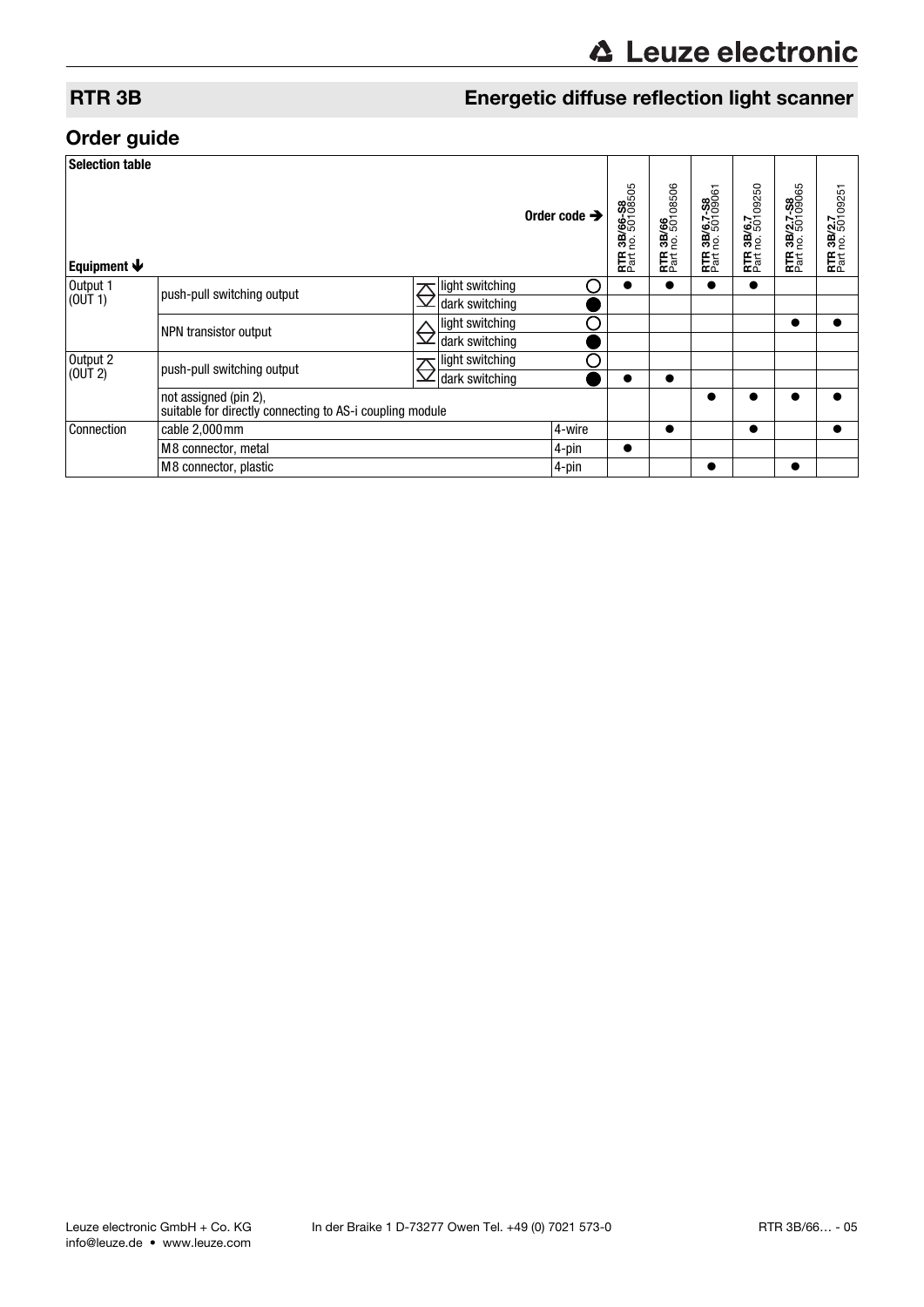## RTR 3B

## Energetic diffuse reflection light scanner

## Order guide

| Selection table | | | | | RTR 3B/66-S8 Part no. 50108505 | RTR 3B/66 Part no. 50108506 | RTR 3B/6.7-S8 Part no. 50109061 | RTR 3B/6.7 Part no. 50109250 | RTR 3B/2.7-S8 Part no. 50109065 | RTR 3B/2.7 Part no. 50109251 |
|---|---|---|---|---|---|---|---|---|---|---|
| **Equipment** ↓ | | | | Order code → | | | | | | |
| Output 1 (OUT 1) | push-pull switching output | light switching | | ○ | ● | ● | ● | ● | | |
| | | dark switching | | ● | | | | | | |
| | NPN transistor output | light switching | | ○ | | | | | ● | ● |
| | | dark switching | | ● | | | | | | |
| Output 2 (OUT 2) | push-pull switching output | light switching | | ○ | | | | | | |
| | | dark switching | | ● | ● | ● | | | | |
| | not assigned (pin 2), suitable for directly connecting to AS-i coupling module | | | | | | ● | ● | ● | ● |
| Connection | cable 2,000mm | | 4-wire | | | ● | | ● | | ● |
| | M8 connector, metal | | 4-pin | | ● | | | | | |
| | M8 connector, plastic | | 4-pin | | | | ● | | ● | |